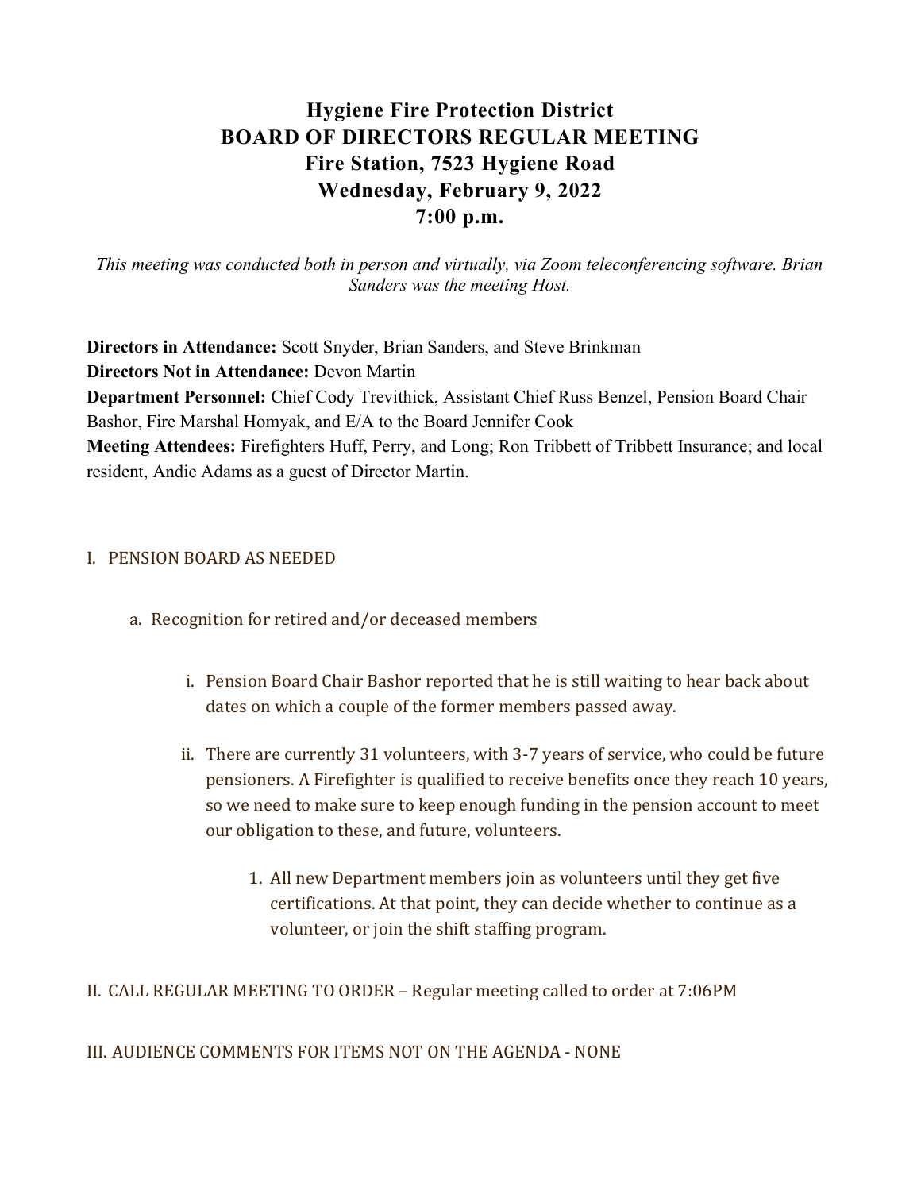# Hygiene Fire Protection District
# BOARD OF DIRECTORS REGULAR MEETING
# Fire Station, 7523 Hygiene Road
# Wednesday, February 9, 2022
# 7:00 p.m.

*This meeting was conducted both in person and virtually, via Zoom teleconferencing software. Brian Sanders was the meeting Host.*

**Directors in Attendance:** Scott Snyder, Brian Sanders, and Steve Brinkman
**Directors Not in Attendance:** Devon Martin
**Department Personnel:** Chief Cody Trevithick, Assistant Chief Russ Benzel, Pension Board Chair Bashor, Fire Marshal Homyak, and E/A to the Board Jennifer Cook
**Meeting Attendees:** Firefighters Huff, Perry, and Long; Ron Tribbett of Tribbett Insurance; and local resident, Andie Adams as a guest of Director Martin.

I. PENSION BOARD AS NEEDED

a. Recognition for retired and/or deceased members

i. Pension Board Chair Bashor reported that he is still waiting to hear back about dates on which a couple of the former members passed away.

ii. There are currently 31 volunteers, with 3-7 years of service, who could be future pensioners. A Firefighter is qualified to receive benefits once they reach 10 years, so we need to make sure to keep enough funding in the pension account to meet our obligation to these, and future, volunteers.

1. All new Department members join as volunteers until they get five certifications. At that point, they can decide whether to continue as a volunteer, or join the shift staffing program.

II. CALL REGULAR MEETING TO ORDER – Regular meeting called to order at 7:06PM

III. AUDIENCE COMMENTS FOR ITEMS NOT ON THE AGENDA - NONE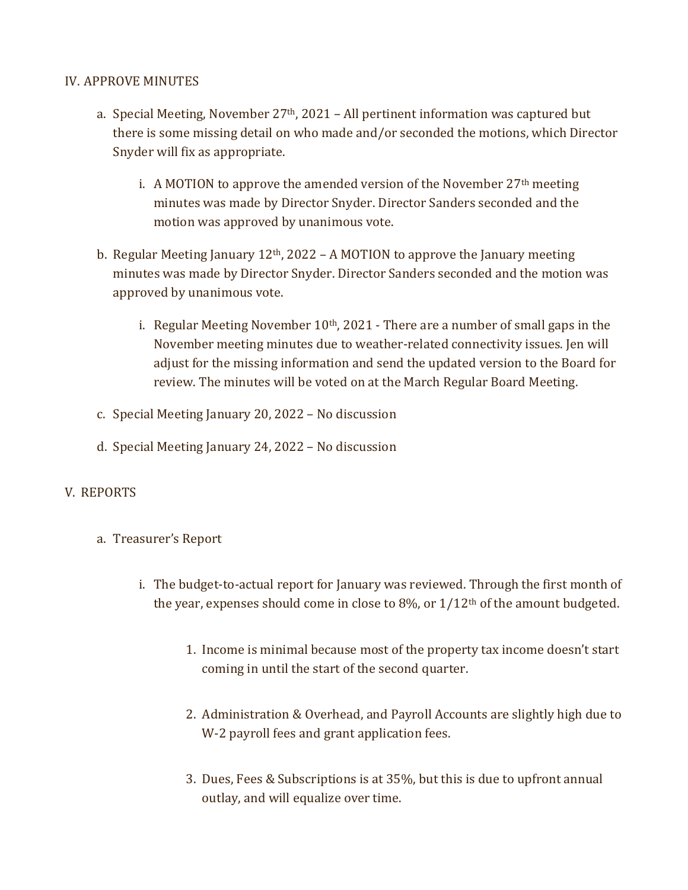## IV. APPROVE MINUTES

a. Special Meeting, November 27th, 2021 – All pertinent information was captured but there is some missing detail on who made and/or seconded the motions, which Director Snyder will fix as appropriate.

   i. A MOTION to approve the amended version of the November 27th meeting minutes was made by Director Snyder. Director Sanders seconded and the motion was approved by unanimous vote.

b. Regular Meeting January 12th, 2022 – A MOTION to approve the January meeting minutes was made by Director Snyder. Director Sanders seconded and the motion was approved by unanimous vote.

   i. Regular Meeting November 10th, 2021 - There are a number of small gaps in the November meeting minutes due to weather-related connectivity issues. Jen will adjust for the missing information and send the updated version to the Board for review. The minutes will be voted on at the March Regular Board Meeting.

c. Special Meeting January 20, 2022 – No discussion

d. Special Meeting January 24, 2022 – No discussion

## V. REPORTS

a. Treasurer's Report

   i. The budget-to-actual report for January was reviewed. Through the first month of the year, expenses should come in close to 8%, or 1/12th of the amount budgeted.

      1. Income is minimal because most of the property tax income doesn't start coming in until the start of the second quarter.

      2. Administration & Overhead, and Payroll Accounts are slightly high due to W-2 payroll fees and grant application fees.

      3. Dues, Fees & Subscriptions is at 35%, but this is due to upfront annual outlay, and will equalize over time.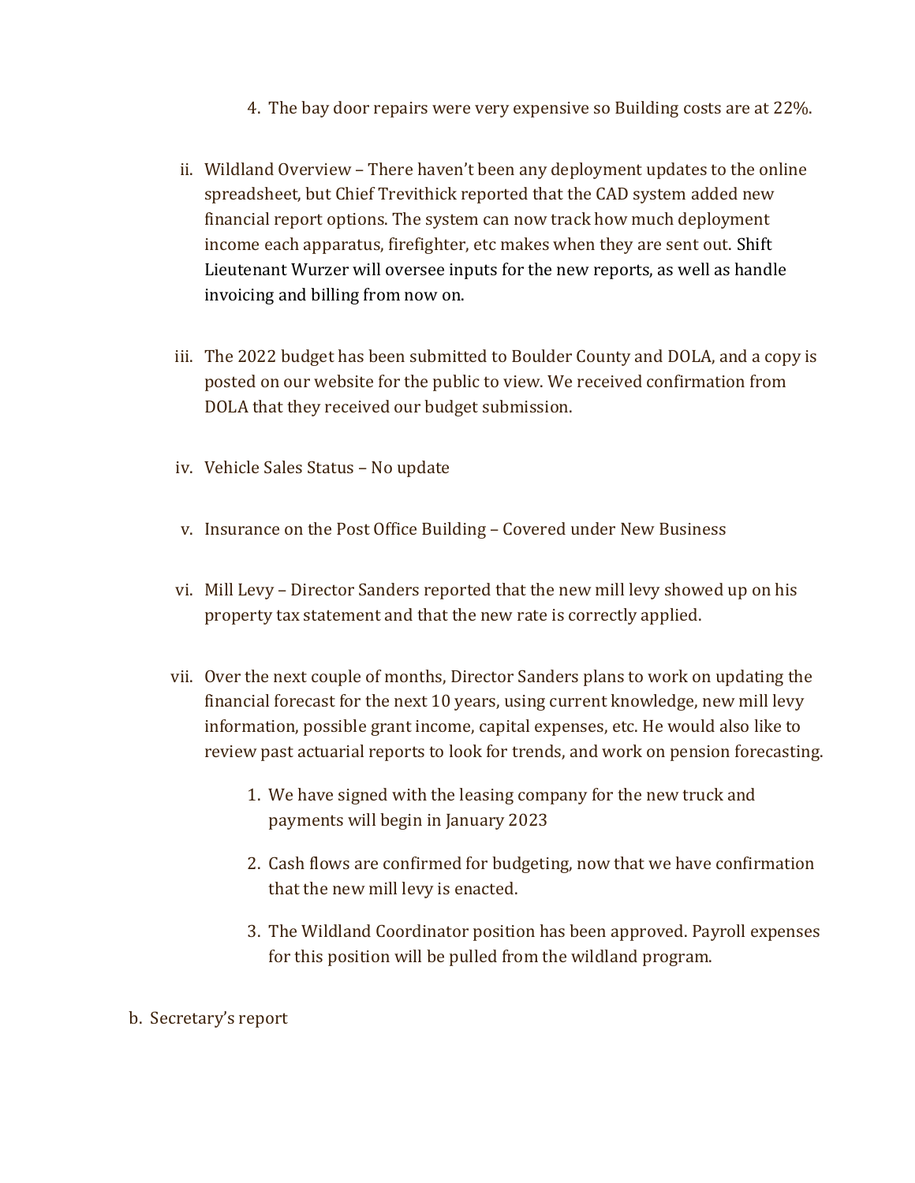4. The bay door repairs were very expensive so Building costs are at 22%.

ii. Wildland Overview – There haven't been any deployment updates to the online spreadsheet, but Chief Trevithick reported that the CAD system added new financial report options. The system can now track how much deployment income each apparatus, firefighter, etc makes when they are sent out. Shift Lieutenant Wurzer will oversee inputs for the new reports, as well as handle invoicing and billing from now on.

iii. The 2022 budget has been submitted to Boulder County and DOLA, and a copy is posted on our website for the public to view. We received confirmation from DOLA that they received our budget submission.

iv. Vehicle Sales Status – No update

v. Insurance on the Post Office Building – Covered under New Business

vi. Mill Levy – Director Sanders reported that the new mill levy showed up on his property tax statement and that the new rate is correctly applied.

vii. Over the next couple of months, Director Sanders plans to work on updating the financial forecast for the next 10 years, using current knowledge, new mill levy information, possible grant income, capital expenses, etc. He would also like to review past actuarial reports to look for trends, and work on pension forecasting.

1. We have signed with the leasing company for the new truck and payments will begin in January 2023

2. Cash flows are confirmed for budgeting, now that we have confirmation that the new mill levy is enacted.

3. The Wildland Coordinator position has been approved. Payroll expenses for this position will be pulled from the wildland program.

b. Secretary's report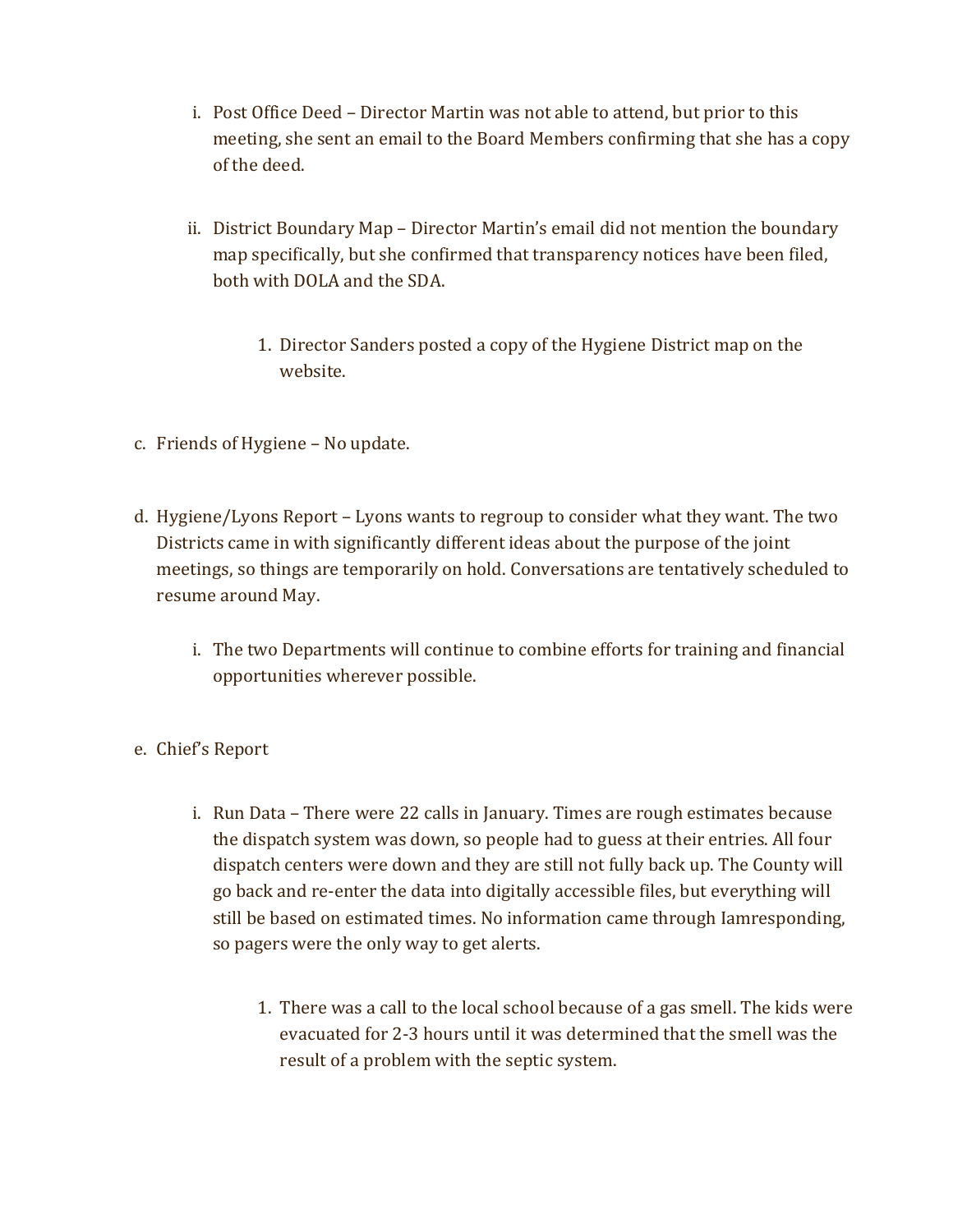i. Post Office Deed – Director Martin was not able to attend, but prior to this meeting, she sent an email to the Board Members confirming that she has a copy of the deed.

   ii. District Boundary Map – Director Martin's email did not mention the boundary map specifically, but she confirmed that transparency notices have been filed, both with DOLA and the SDA.

      1. Director Sanders posted a copy of the Hygiene District map on the website.

c. Friends of Hygiene – No update.

d. Hygiene/Lyons Report – Lyons wants to regroup to consider what they want. The two Districts came in with significantly different ideas about the purpose of the joint meetings, so things are temporarily on hold. Conversations are tentatively scheduled to resume around May.

   i. The two Departments will continue to combine efforts for training and financial opportunities wherever possible.

e. Chief's Report

   i. Run Data – There were 22 calls in January. Times are rough estimates because the dispatch system was down, so people had to guess at their entries. All four dispatch centers were down and they are still not fully back up. The County will go back and re-enter the data into digitally accessible files, but everything will still be based on estimated times. No information came through Iamresponding, so pagers were the only way to get alerts.

      1. There was a call to the local school because of a gas smell. The kids were evacuated for 2-3 hours until it was determined that the smell was the result of a problem with the septic system.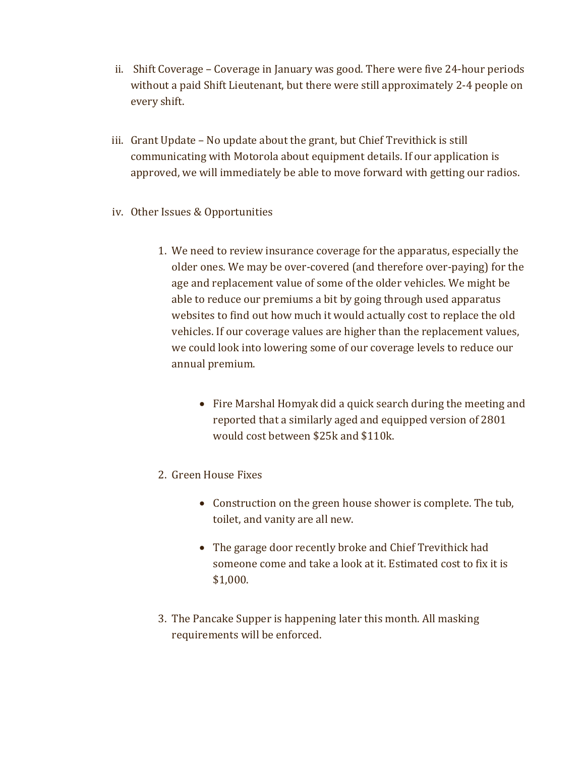ii. Shift Coverage – Coverage in January was good. There were five 24-hour periods without a paid Shift Lieutenant, but there were still approximately 2-4 people on every shift.

iii. Grant Update – No update about the grant, but Chief Trevithick is still communicating with Motorola about equipment details. If our application is approved, we will immediately be able to move forward with getting our radios.

iv. Other Issues & Opportunities

1. We need to review insurance coverage for the apparatus, especially the older ones. We may be over-covered (and therefore over-paying) for the age and replacement value of some of the older vehicles. We might be able to reduce our premiums a bit by going through used apparatus websites to find out how much it would actually cost to replace the old vehicles. If our coverage values are higher than the replacement values, we could look into lowering some of our coverage levels to reduce our annual premium.

    - Fire Marshal Homyak did a quick search during the meeting and reported that a similarly aged and equipped version of 2801 would cost between $25k and $110k.

2. Green House Fixes

    - Construction on the green house shower is complete. The tub, toilet, and vanity are all new.
    - The garage door recently broke and Chief Trevithick had someone come and take a look at it. Estimated cost to fix it is $1,000.

3. The Pancake Supper is happening later this month. All masking requirements will be enforced.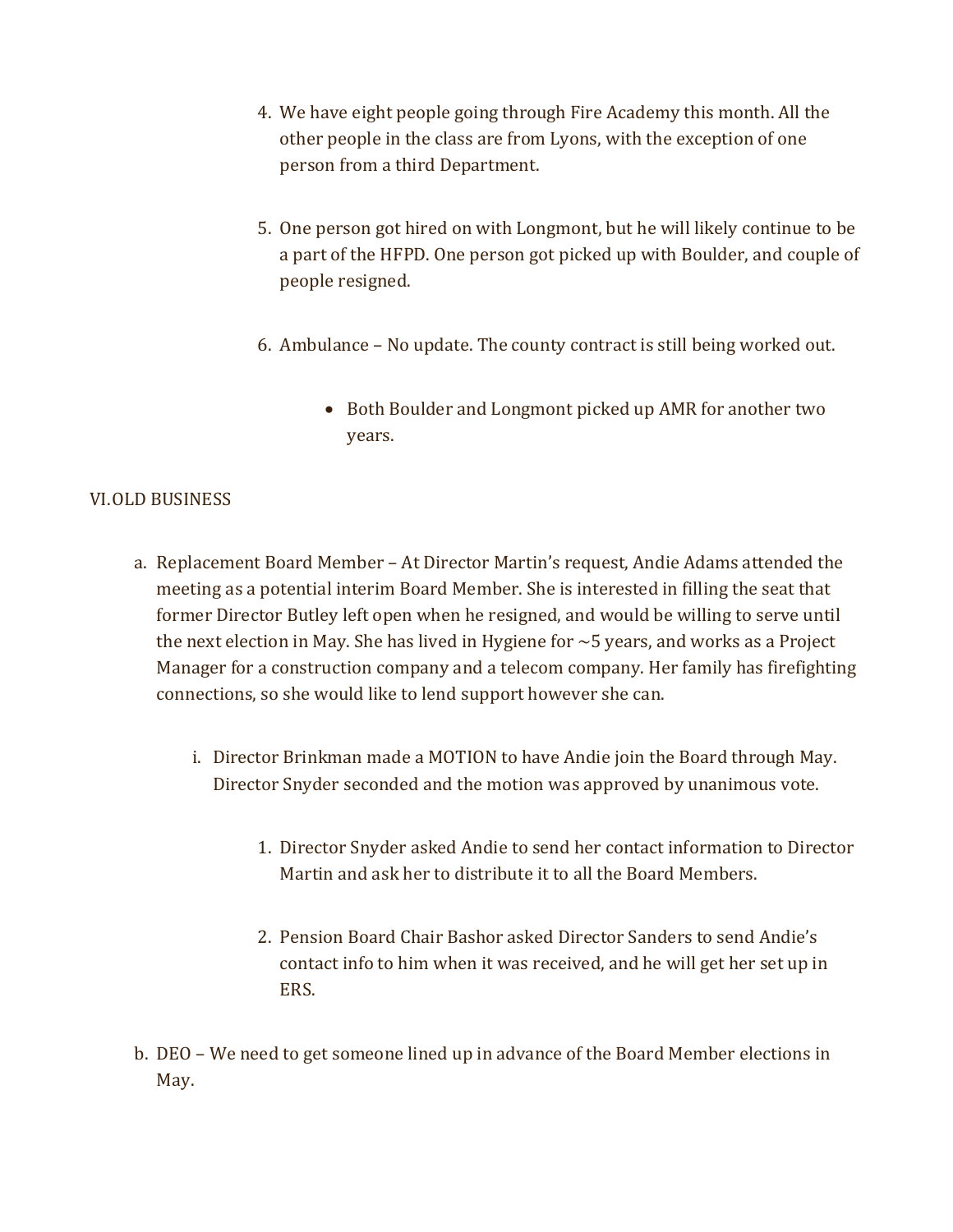4. We have eight people going through Fire Academy this month. All the other people in the class are from Lyons, with the exception of one person from a third Department.

5. One person got hired on with Longmont, but he will likely continue to be a part of the HFPD. One person got picked up with Boulder, and couple of people resigned.

6. Ambulance – No update. The county contract is still being worked out.

   - Both Boulder and Longmont picked up AMR for another two years.

VI. OLD BUSINESS

a. Replacement Board Member – At Director Martin's request, Andie Adams attended the meeting as a potential interim Board Member. She is interested in filling the seat that former Director Butley left open when he resigned, and would be willing to serve until the next election in May. She has lived in Hygiene for ~5 years, and works as a Project Manager for a construction company and a telecom company. Her family has firefighting connections, so she would like to lend support however she can.

   i. Director Brinkman made a MOTION to have Andie join the Board through May. Director Snyder seconded and the motion was approved by unanimous vote.

      1. Director Snyder asked Andie to send her contact information to Director Martin and ask her to distribute it to all the Board Members.

      2. Pension Board Chair Bashor asked Director Sanders to send Andie's contact info to him when it was received, and he will get her set up in ERS.

b. DEO – We need to get someone lined up in advance of the Board Member elections in May.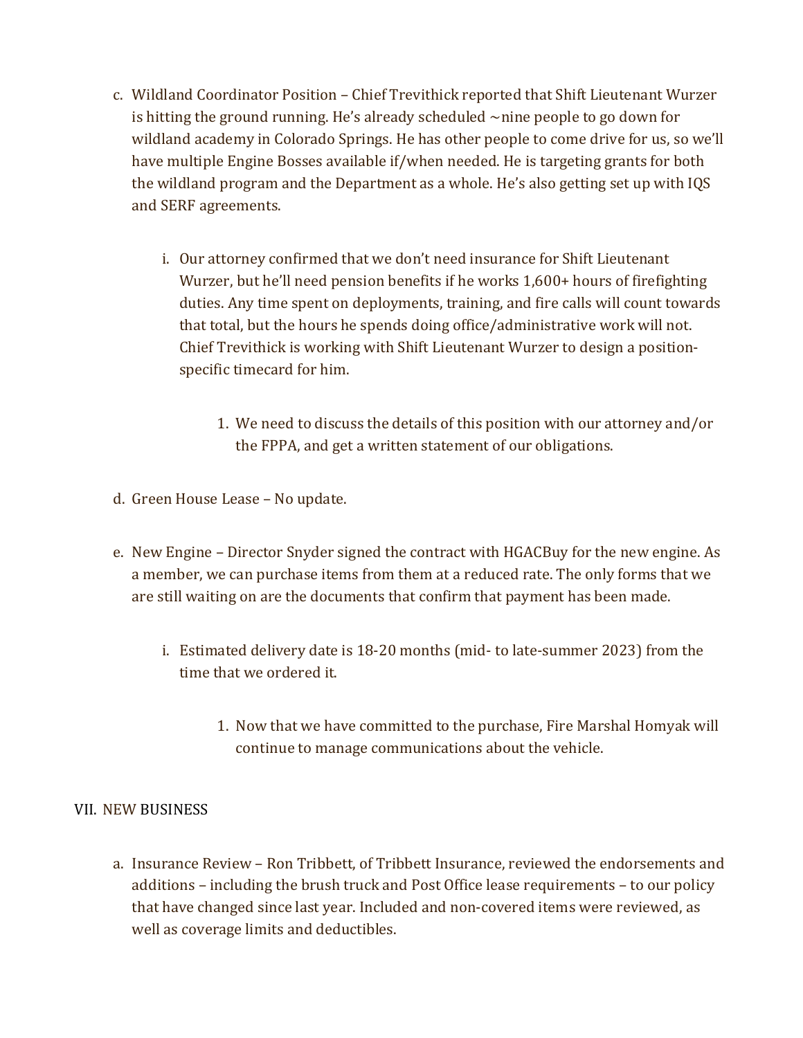c. Wildland Coordinator Position – Chief Trevithick reported that Shift Lieutenant Wurzer is hitting the ground running. He's already scheduled ~nine people to go down for wildland academy in Colorado Springs. He has other people to come drive for us, so we'll have multiple Engine Bosses available if/when needed. He is targeting grants for both the wildland program and the Department as a whole. He's also getting set up with IQS and SERF agreements.

   i. Our attorney confirmed that we don't need insurance for Shift Lieutenant Wurzer, but he'll need pension benefits if he works 1,600+ hours of firefighting duties. Any time spent on deployments, training, and fire calls will count towards that total, but the hours he spends doing office/administrative work will not. Chief Trevithick is working with Shift Lieutenant Wurzer to design a position-specific timecard for him.

      1. We need to discuss the details of this position with our attorney and/or the FPPA, and get a written statement of our obligations.

d. Green House Lease – No update.

e. New Engine – Director Snyder signed the contract with HGACBuy for the new engine. As a member, we can purchase items from them at a reduced rate. The only forms that we are still waiting on are the documents that confirm that payment has been made.

   i. Estimated delivery date is 18-20 months (mid- to late-summer 2023) from the time that we ordered it.

      1. Now that we have committed to the purchase, Fire Marshal Homyak will continue to manage communications about the vehicle.

## VII. NEW BUSINESS

a. Insurance Review – Ron Tribbett, of Tribbett Insurance, reviewed the endorsements and additions – including the brush truck and Post Office lease requirements – to our policy that have changed since last year. Included and non-covered items were reviewed, as well as coverage limits and deductibles.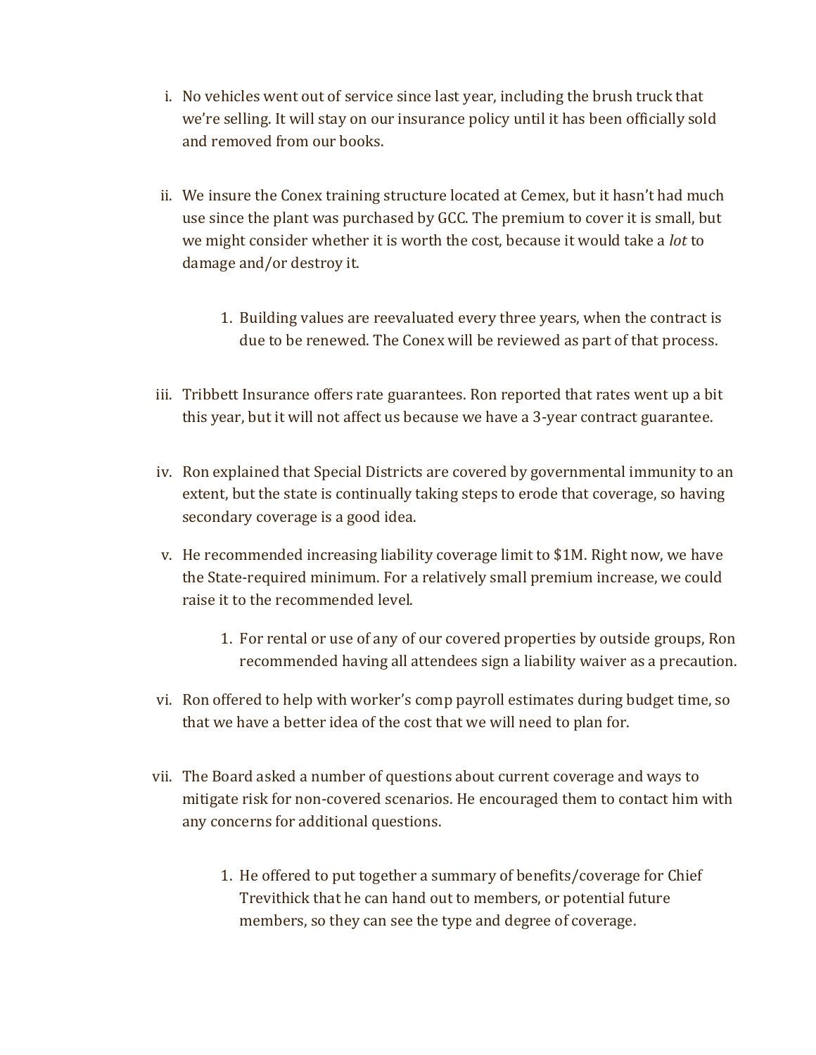i. No vehicles went out of service since last year, including the brush truck that we're selling. It will stay on our insurance policy until it has been officially sold and removed from our books.

ii. We insure the Conex training structure located at Cemex, but it hasn't had much use since the plant was purchased by GCC. The premium to cover it is small, but we might consider whether it is worth the cost, because it would take a *lot* to damage and/or destroy it.

    1. Building values are reevaluated every three years, when the contract is due to be renewed. The Conex will be reviewed as part of that process.

iii. Tribbett Insurance offers rate guarantees. Ron reported that rates went up a bit this year, but it will not affect us because we have a 3-year contract guarantee.

iv. Ron explained that Special Districts are covered by governmental immunity to an extent, but the state is continually taking steps to erode that coverage, so having secondary coverage is a good idea.

v. He recommended increasing liability coverage limit to $1M. Right now, we have the State-required minimum. For a relatively small premium increase, we could raise it to the recommended level.

    1. For rental or use of any of our covered properties by outside groups, Ron recommended having all attendees sign a liability waiver as a precaution.

vi. Ron offered to help with worker's comp payroll estimates during budget time, so that we have a better idea of the cost that we will need to plan for.

vii. The Board asked a number of questions about current coverage and ways to mitigate risk for non-covered scenarios. He encouraged them to contact him with any concerns for additional questions.

    1. He offered to put together a summary of benefits/coverage for Chief Trevithick that he can hand out to members, or potential future members, so they can see the type and degree of coverage.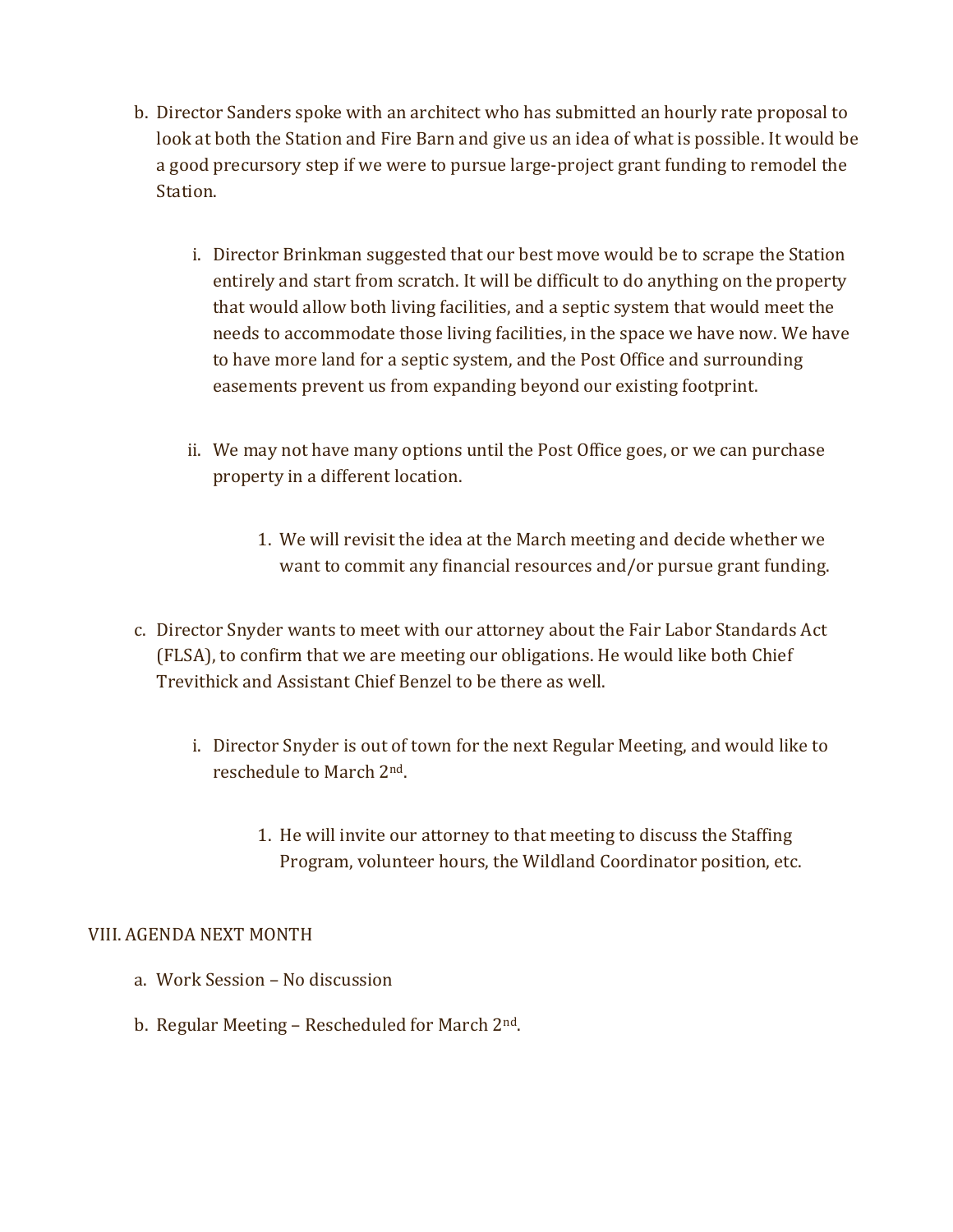b. Director Sanders spoke with an architect who has submitted an hourly rate proposal to look at both the Station and Fire Barn and give us an idea of what is possible. It would be a good precursory step if we were to pursue large-project grant funding to remodel the Station.

   i. Director Brinkman suggested that our best move would be to scrape the Station entirely and start from scratch. It will be difficult to do anything on the property that would allow both living facilities, and a septic system that would meet the needs to accommodate those living facilities, in the space we have now. We have to have more land for a septic system, and the Post Office and surrounding easements prevent us from expanding beyond our existing footprint.

   ii. We may not have many options until the Post Office goes, or we can purchase property in a different location.

      1. We will revisit the idea at the March meeting and decide whether we want to commit any financial resources and/or pursue grant funding.

c. Director Snyder wants to meet with our attorney about the Fair Labor Standards Act (FLSA), to confirm that we are meeting our obligations. He would like both Chief Trevithick and Assistant Chief Benzel to be there as well.

   i. Director Snyder is out of town for the next Regular Meeting, and would like to reschedule to March 2nd.

      1. He will invite our attorney to that meeting to discuss the Staffing Program, volunteer hours, the Wildland Coordinator position, etc.

VIII. AGENDA NEXT MONTH

a. Work Session – No discussion

b. Regular Meeting – Rescheduled for March 2nd.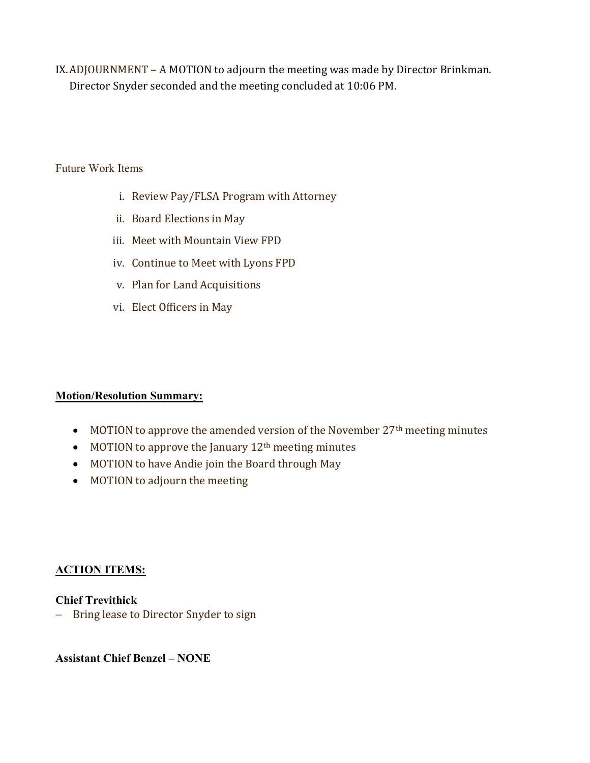IX. ADJOURNMENT – A MOTION to adjourn the meeting was made by Director Brinkman. Director Snyder seconded and the meeting concluded at 10:06 PM.

Future Work Items

i. Review Pay/FLSA Program with Attorney
ii. Board Elections in May
iii. Meet with Mountain View FPD
iv. Continue to Meet with Lyons FPD
v. Plan for Land Acquisitions
vi. Elect Officers in May

**Motion/Resolution Summary:**

- MOTION to approve the amended version of the November 27th meeting minutes
- MOTION to approve the January 12th meeting minutes
- MOTION to have Andie join the Board through May
- MOTION to adjourn the meeting

**ACTION ITEMS:**

**Chief Trevithick**

– Bring lease to Director Snyder to sign

**Assistant Chief Benzel – NONE**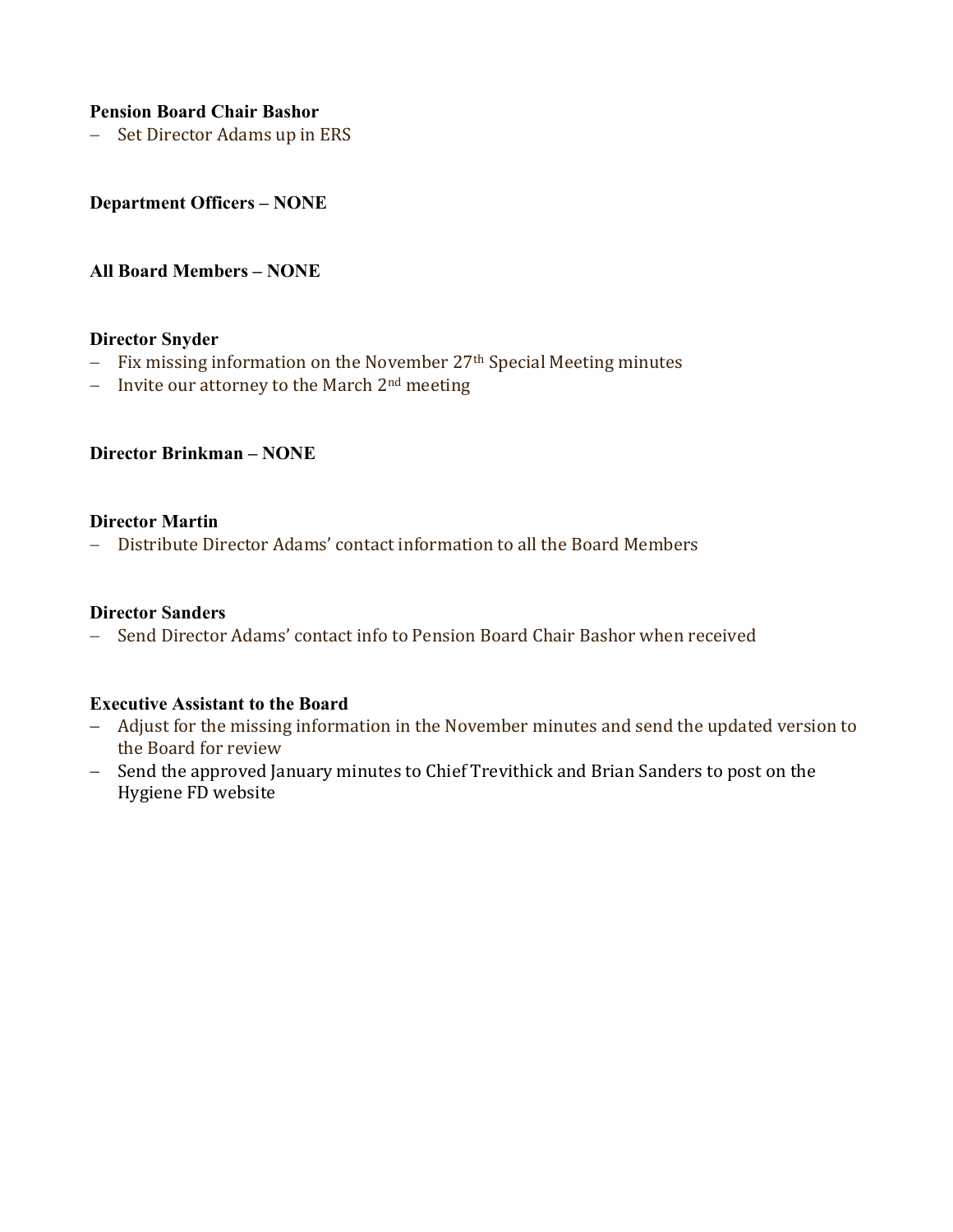**Pension Board Chair Bashor**

- Set Director Adams up in ERS

**Department Officers – NONE**

**All Board Members – NONE**

**Director Snyder**

- Fix missing information on the November 27th Special Meeting minutes
- Invite our attorney to the March 2nd meeting

**Director Brinkman – NONE**

**Director Martin**

- Distribute Director Adams' contact information to all the Board Members

**Director Sanders**

- Send Director Adams' contact info to Pension Board Chair Bashor when received

**Executive Assistant to the Board**

- Adjust for the missing information in the November minutes and send the updated version to the Board for review
- Send the approved January minutes to Chief Trevithick and Brian Sanders to post on the Hygiene FD website